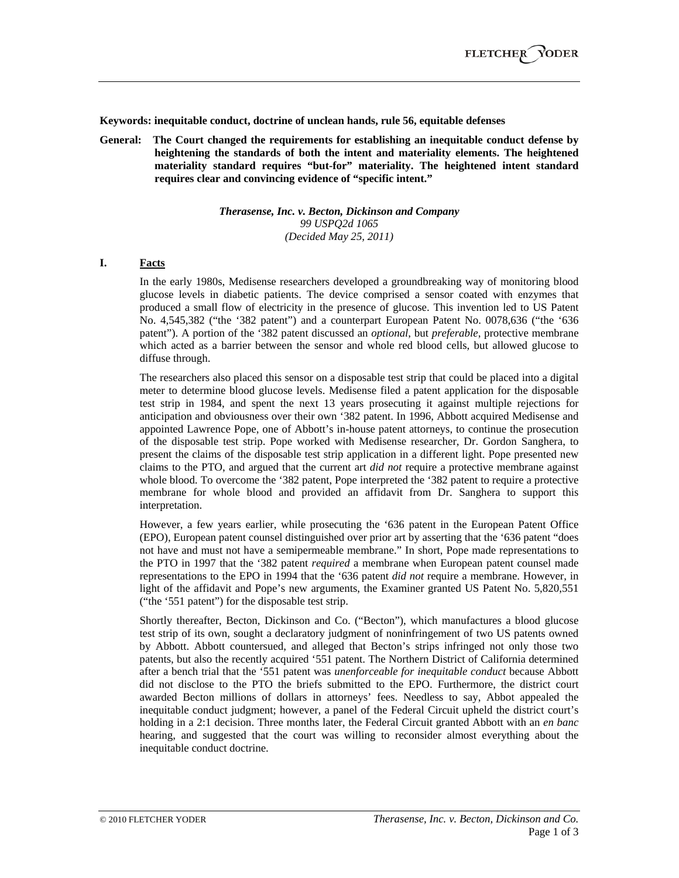**Keywords: inequitable conduct, doctrine of unclean hands, rule 56, equitable defenses**

**General: The Court changed the requirements for establishing an inequitable conduct defense by heightening the standards of both the intent and materiality elements. The heightened materiality standard requires "but-for" materiality. The heightened intent standard requires clear and convincing evidence of "specific intent."**

*Therasense, Inc. v. Becton, Dickinson and Company*
*99 USPQ2d 1065*
*(Decided May 25, 2011)*

## I. Facts

In the early 1980s, Medisense researchers developed a groundbreaking way of monitoring blood glucose levels in diabetic patients. The device comprised a sensor coated with enzymes that produced a small flow of electricity in the presence of glucose. This invention led to US Patent No. 4,545,382 ("the '382 patent") and a counterpart European Patent No. 0078,636 ("the '636 patent"). A portion of the '382 patent discussed an *optional*, but *preferable*, protective membrane which acted as a barrier between the sensor and whole red blood cells, but allowed glucose to diffuse through.

The researchers also placed this sensor on a disposable test strip that could be placed into a digital meter to determine blood glucose levels. Medisense filed a patent application for the disposable test strip in 1984, and spent the next 13 years prosecuting it against multiple rejections for anticipation and obviousness over their own '382 patent. In 1996, Abbott acquired Medisense and appointed Lawrence Pope, one of Abbott's in-house patent attorneys, to continue the prosecution of the disposable test strip. Pope worked with Medisense researcher, Dr. Gordon Sanghera, to present the claims of the disposable test strip application in a different light. Pope presented new claims to the PTO, and argued that the current art *did not* require a protective membrane against whole blood. To overcome the '382 patent, Pope interpreted the '382 patent to require a protective membrane for whole blood and provided an affidavit from Dr. Sanghera to support this interpretation.

However, a few years earlier, while prosecuting the '636 patent in the European Patent Office (EPO), European patent counsel distinguished over prior art by asserting that the '636 patent "does not have and must not have a semipermeable membrane." In short, Pope made representations to the PTO in 1997 that the '382 patent *required* a membrane when European patent counsel made representations to the EPO in 1994 that the '636 patent *did not* require a membrane. However, in light of the affidavit and Pope's new arguments, the Examiner granted US Patent No. 5,820,551 ("the '551 patent") for the disposable test strip.

Shortly thereafter, Becton, Dickinson and Co. ("Becton"), which manufactures a blood glucose test strip of its own, sought a declaratory judgment of noninfringement of two US patents owned by Abbott. Abbott countersued, and alleged that Becton's strips infringed not only those two patents, but also the recently acquired '551 patent. The Northern District of California determined after a bench trial that the '551 patent was *unenforceable for inequitable conduct* because Abbott did not disclose to the PTO the briefs submitted to the EPO. Furthermore, the district court awarded Becton millions of dollars in attorneys' fees. Needless to say, Abbot appealed the inequitable conduct judgment; however, a panel of the Federal Circuit upheld the district court's holding in a 2:1 decision. Three months later, the Federal Circuit granted Abbott with an *en banc* hearing, and suggested that the court was willing to reconsider almost everything about the inequitable conduct doctrine.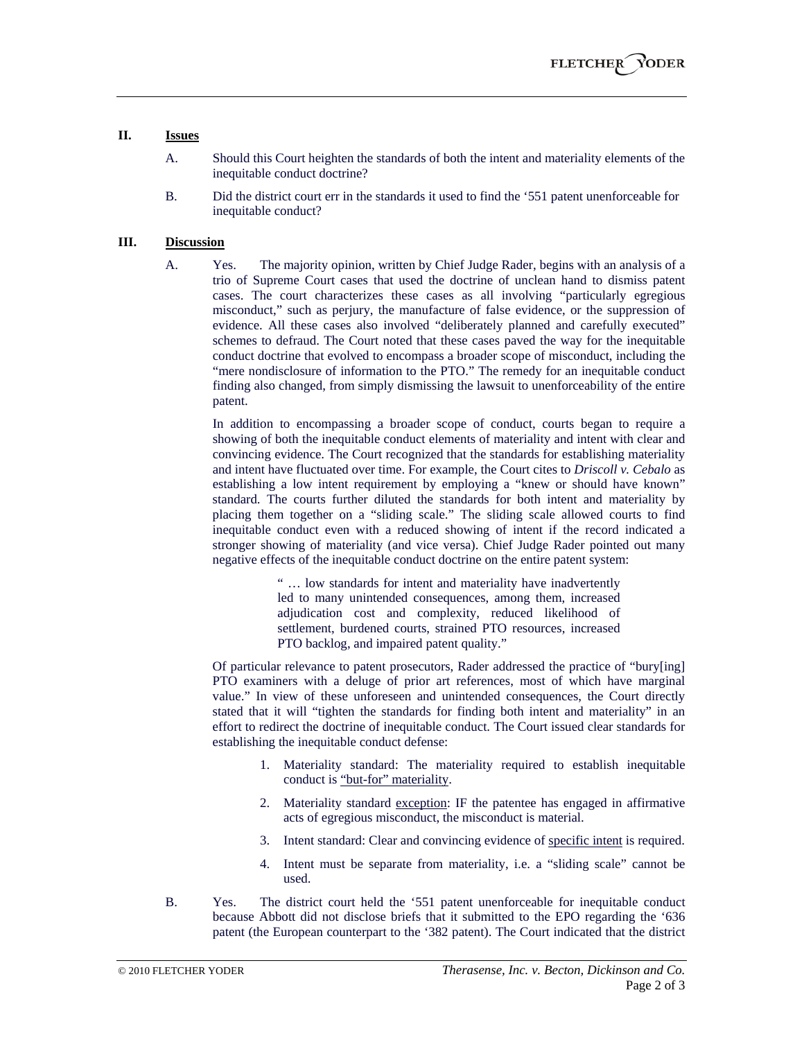## II. **Issues**

A. Should this Court heighten the standards of both the intent and materiality elements of the inequitable conduct doctrine?

B. Did the district court err in the standards it used to find the '551 patent unenforceable for inequitable conduct?

## III. **Discussion**

A. Yes. The majority opinion, written by Chief Judge Rader, begins with an analysis of a trio of Supreme Court cases that used the doctrine of unclean hand to dismiss patent cases. The court characterizes these cases as all involving "particularly egregious misconduct," such as perjury, the manufacture of false evidence, or the suppression of evidence. All these cases also involved "deliberately planned and carefully executed" schemes to defraud. The Court noted that these cases paved the way for the inequitable conduct doctrine that evolved to encompass a broader scope of misconduct, including the "mere nondisclosure of information to the PTO." The remedy for an inequitable conduct finding also changed, from simply dismissing the lawsuit to unenforceability of the entire patent.

In addition to encompassing a broader scope of conduct, courts began to require a showing of both the inequitable conduct elements of materiality and intent with clear and convincing evidence. The Court recognized that the standards for establishing materiality and intent have fluctuated over time. For example, the Court cites to *Driscoll v. Cebalo* as establishing a low intent requirement by employing a "knew or should have known" standard. The courts further diluted the standards for both intent and materiality by placing them together on a "sliding scale." The sliding scale allowed courts to find inequitable conduct even with a reduced showing of intent if the record indicated a stronger showing of materiality (and vice versa). Chief Judge Rader pointed out many negative effects of the inequitable conduct doctrine on the entire patent system:

> " … low standards for intent and materiality have inadvertently led to many unintended consequences, among them, increased adjudication cost and complexity, reduced likelihood of settlement, burdened courts, strained PTO resources, increased PTO backlog, and impaired patent quality."

Of particular relevance to patent prosecutors, Rader addressed the practice of "bury[ing] PTO examiners with a deluge of prior art references, most of which have marginal value." In view of these unforeseen and unintended consequences, the Court directly stated that it will "tighten the standards for finding both intent and materiality" in an effort to redirect the doctrine of inequitable conduct. The Court issued clear standards for establishing the inequitable conduct defense:

1. Materiality standard: The materiality required to establish inequitable conduct is <u>"but-for" materiality</u>.
2. Materiality standard <u>exception</u>: IF the patentee has engaged in affirmative acts of egregious misconduct, the misconduct is material.
3. Intent standard: Clear and convincing evidence of <u>specific intent</u> is required.
4. Intent must be separate from materiality, i.e. a "sliding scale" cannot be used.

B. Yes. The district court held the '551 patent unenforceable for inequitable conduct because Abbott did not disclose briefs that it submitted to the EPO regarding the '636 patent (the European counterpart to the '382 patent). The Court indicated that the district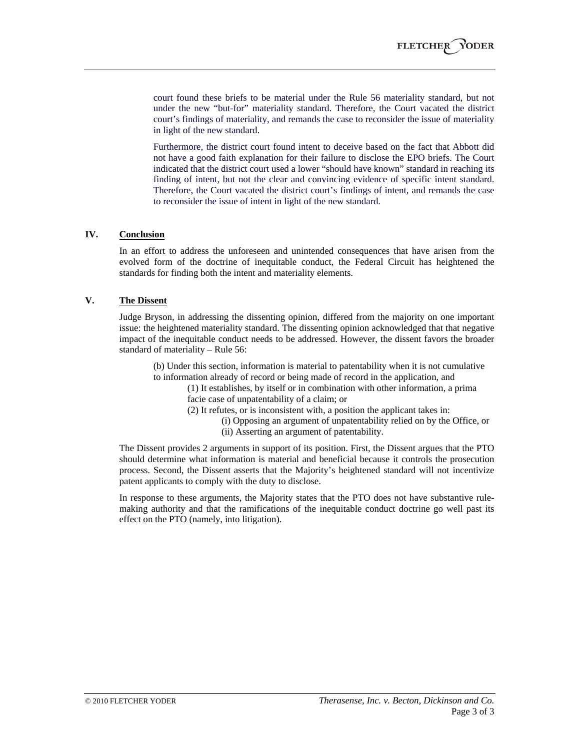court found these briefs to be material under the Rule 56 materiality standard, but not under the new "but-for" materiality standard. Therefore, the Court vacated the district court's findings of materiality, and remands the case to reconsider the issue of materiality in light of the new standard.

Furthermore, the district court found intent to deceive based on the fact that Abbott did not have a good faith explanation for their failure to disclose the EPO briefs. The Court indicated that the district court used a lower "should have known" standard in reaching its finding of intent, but not the clear and convincing evidence of specific intent standard. Therefore, the Court vacated the district court's findings of intent, and remands the case to reconsider the issue of intent in light of the new standard.

## IV. Conclusion

In an effort to address the unforeseen and unintended consequences that have arisen from the evolved form of the doctrine of inequitable conduct, the Federal Circuit has heightened the standards for finding both the intent and materiality elements.

## V. The Dissent

Judge Bryson, in addressing the dissenting opinion, differed from the majority on one important issue: the heightened materiality standard. The dissenting opinion acknowledged that that negative impact of the inequitable conduct needs to be addressed. However, the dissent favors the broader standard of materiality – Rule 56:

> (b) Under this section, information is material to patentability when it is not cumulative to information already of record or being made of record in the application, and
>
> (1) It establishes, by itself or in combination with other information, a prima facie case of unpatentability of a claim; or
>
> (2) It refutes, or is inconsistent with, a position the applicant takes in:
>
> (i) Opposing an argument of unpatentability relied on by the Office, or
>
> (ii) Asserting an argument of patentability.

The Dissent provides 2 arguments in support of its position. First, the Dissent argues that the PTO should determine what information is material and beneficial because it controls the prosecution process. Second, the Dissent asserts that the Majority's heightened standard will not incentivize patent applicants to comply with the duty to disclose.

In response to these arguments, the Majority states that the PTO does not have substantive rule-making authority and that the ramifications of the inequitable conduct doctrine go well past its effect on the PTO (namely, into litigation).